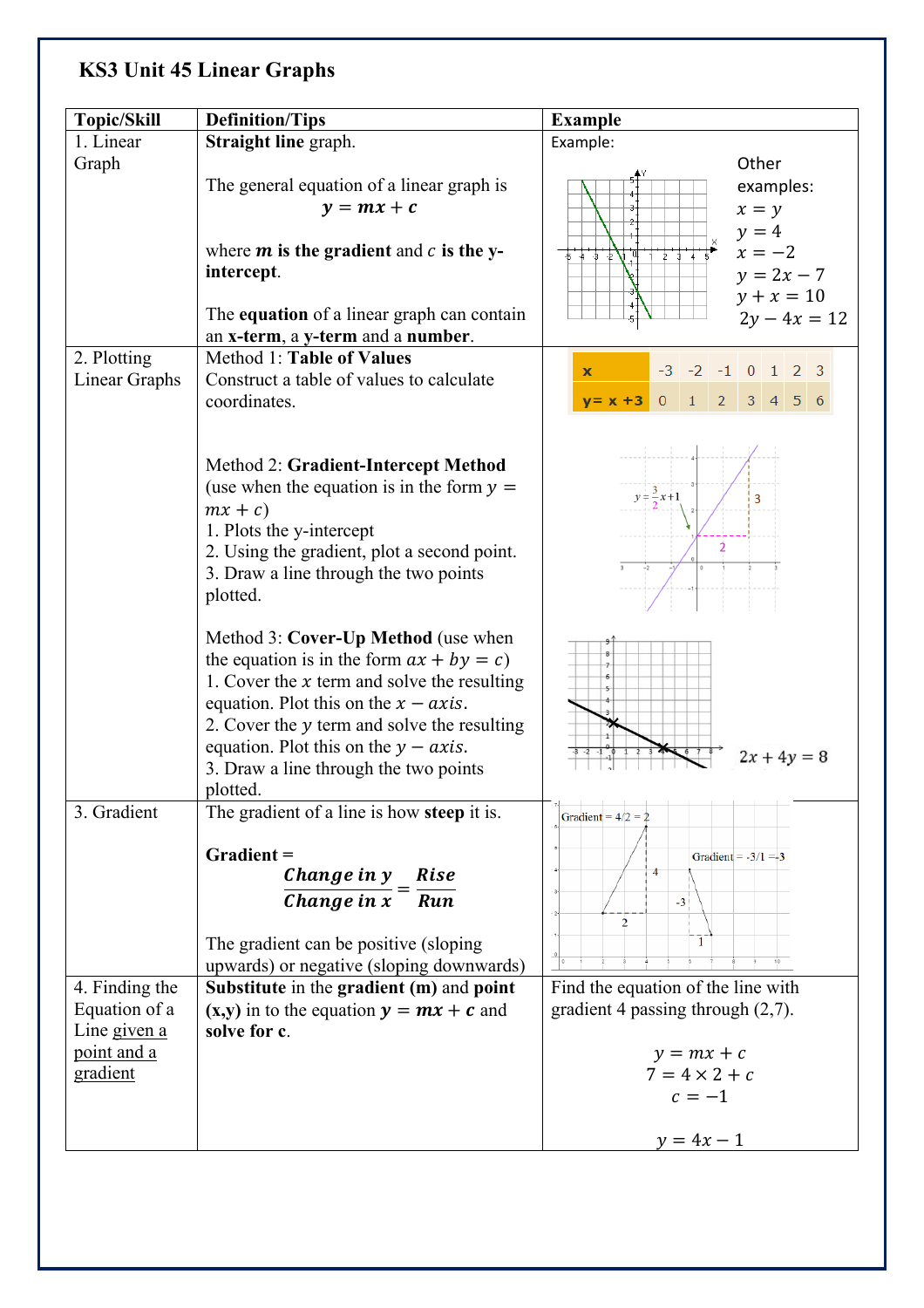# KS3 Unit 45 Linear Graphs

| Topic/Skill | Definition/Tips | Example |
|---|---|---|
| 1. Linear Graph | **Straight line** graph.<br><br>The general equation of a linear graph is $y = mx + c$<br><br>where $m$ **is the gradient** and $c$ **is the y-intercept**.<br><br>The **equation** of a linear graph can contain an **x-term**, a **y-term** and a **number**. | Example:<br><br>Other examples:<br>$x = y$<br>$y = 4$<br>$x = -2$<br>$y = 2x - 7$<br>$y + x = 10$<br>$2y - 4x = 12$ |
| 2. Plotting Linear Graphs | Method 1: **Table of Values**<br>Construct a table of values to calculate coordinates.<br><br>Method 2: **Gradient-Intercept Method** (use when the equation is in the form $y = mx + c$)<br>1. Plots the y-intercept<br>2. Using the gradient, plot a second point.<br>3. Draw a line through the two points plotted.<br><br>Method 3: **Cover-Up Method** (use when the equation is in the form $ax + by = c$)<br>1. Cover the $x$ term and solve the resulting equation. Plot this on the $x - axis$.<br>2. Cover the $y$ term and solve the resulting equation. Plot this on the $y - axis$.<br>3. Draw a line through the two points plotted. | x: -3, -2, -1, 0, 1, 2, 3<br>y = x + 3: 0, 1, 2, 3, 4, 5, 6<br><br>$y = \frac{3}{2}x + 1$<br><br>$2x + 4y = 8$ |
| 3. Gradient | The gradient of a line is how **steep** it is.<br><br>**Gradient =** $\frac{Change\ in\ y}{Change\ in\ x} = \frac{Rise}{Run}$<br><br>The gradient can be positive (sloping upwards) or negative (sloping downwards) | Gradient = 4/2 = 2<br><br>Gradient = -3/1 = -3 |
| 4. Finding the Equation of a Line given a point and a gradient | **Substitute** in the **gradient (m)** and **point (x,y)** in to the equation $y = mx + c$ and **solve for c**. | Find the equation of the line with gradient 4 passing through (2,7).<br><br>$y = mx + c$<br>$7 = 4 \times 2 + c$<br>$c = -1$<br><br>$y = 4x - 1$ |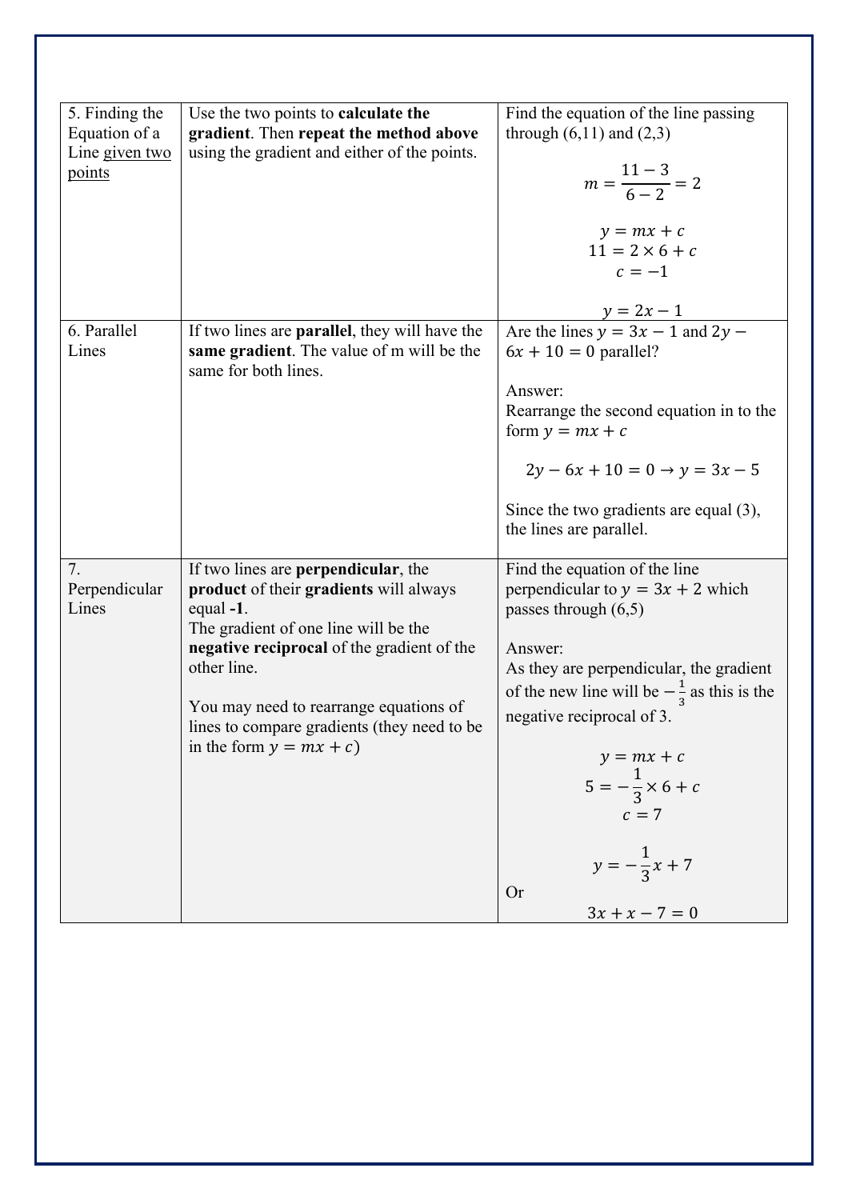| | | |
|---|---|---|
| 5. Finding the Equation of a Line given two points | Use the two points to **calculate the gradient**. Then **repeat the method above** using the gradient and either of the points. | Find the equation of the line passing through (6,11) and (2,3)<br><br>$$m = \frac{11-3}{6-2} = 2$$<br><br>$$y = mx + c$$<br>$$11 = 2 \times 6 + c$$<br>$$c = -1$$<br><br>$$y = 2x - 1$$ |
| 6. Parallel Lines | If two lines are **parallel**, they will have the **same gradient**. The value of m will be the same for both lines. | Are the lines $y = 3x - 1$ and $2y - 6x + 10 = 0$ parallel?<br><br>Answer:<br>Rearrange the second equation in to the form $y = mx + c$<br><br>$$2y - 6x + 10 = 0 \rightarrow y = 3x - 5$$<br><br>Since the two gradients are equal (3), the lines are parallel. |
| 7. Perpendicular Lines | If two lines are **perpendicular**, the **product** of their **gradients** will always equal **-1**.<br>The gradient of one line will be the **negative reciprocal** of the gradient of the other line.<br><br>You may need to rearrange equations of lines to compare gradients (they need to be in the form $y = mx + c$) | Find the equation of the line perpendicular to $y = 3x + 2$ which passes through (6,5)<br><br>Answer:<br>As they are perpendicular, the gradient of the new line will be $-\frac{1}{3}$ as this is the negative reciprocal of 3.<br><br>$$y = mx + c$$<br>$$5 = -\frac{1}{3} \times 6 + c$$<br>$$c = 7$$<br><br>$$y = -\frac{1}{3}x + 7$$<br>Or<br>$$3x + x - 7 = 0$$ |